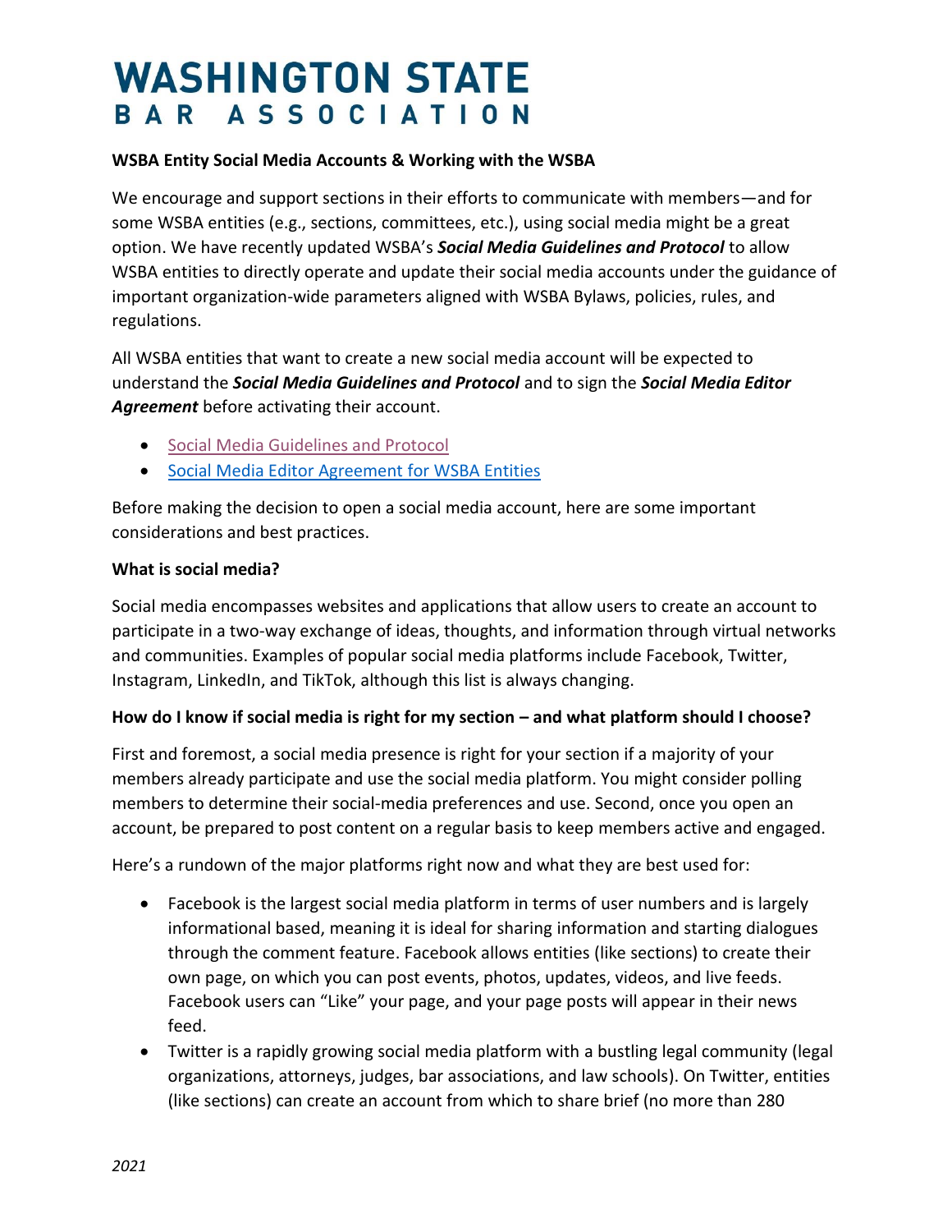# WASHINGTON STATE BAR ASSOCIATION

**WSBA Entity Social Media Accounts & Working with the WSBA**

We encourage and support sections in their efforts to communicate with members—and for some WSBA entities (e.g., sections, committees, etc.), using social media might be a great option. We have recently updated WSBA's ***Social Media Guidelines and Protocol*** to allow WSBA entities to directly operate and update their social media accounts under the guidance of important organization-wide parameters aligned with WSBA Bylaws, policies, rules, and regulations.

All WSBA entities that want to create a new social media account will be expected to understand the ***Social Media Guidelines and Protocol*** and to sign the ***Social Media Editor Agreement*** before activating their account.

- Social Media Guidelines and Protocol
- Social Media Editor Agreement for WSBA Entities

Before making the decision to open a social media account, here are some important considerations and best practices.

**What is social media?**

Social media encompasses websites and applications that allow users to create an account to participate in a two-way exchange of ideas, thoughts, and information through virtual networks and communities. Examples of popular social media platforms include Facebook, Twitter, Instagram, LinkedIn, and TikTok, although this list is always changing.

**How do I know if social media is right for my section – and what platform should I choose?**

First and foremost, a social media presence is right for your section if a majority of your members already participate and use the social media platform. You might consider polling members to determine their social-media preferences and use. Second, once you open an account, be prepared to post content on a regular basis to keep members active and engaged.

Here's a rundown of the major platforms right now and what they are best used for:

- Facebook is the largest social media platform in terms of user numbers and is largely informational based, meaning it is ideal for sharing information and starting dialogues through the comment feature. Facebook allows entities (like sections) to create their own page, on which you can post events, photos, updates, videos, and live feeds. Facebook users can "Like" your page, and your page posts will appear in their news feed.
- Twitter is a rapidly growing social media platform with a bustling legal community (legal organizations, attorneys, judges, bar associations, and law schools). On Twitter, entities (like sections) can create an account from which to share brief (no more than 280

*2021*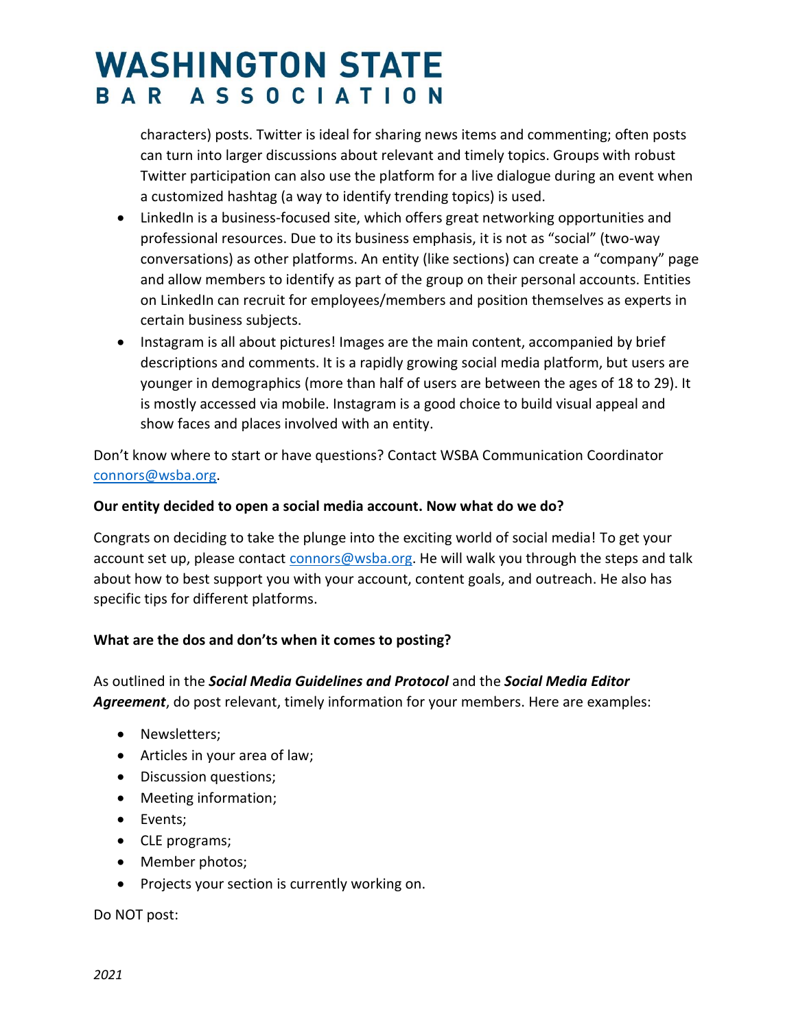characters) posts. Twitter is ideal for sharing news items and commenting; often posts can turn into larger discussions about relevant and timely topics. Groups with robust Twitter participation can also use the platform for a live dialogue during an event when a customized hashtag (a way to identify trending topics) is used.

- LinkedIn is a business-focused site, which offers great networking opportunities and professional resources. Due to its business emphasis, it is not as "social" (two-way conversations) as other platforms. An entity (like sections) can create a "company" page and allow members to identify as part of the group on their personal accounts. Entities on LinkedIn can recruit for employees/members and position themselves as experts in certain business subjects.
- Instagram is all about pictures! Images are the main content, accompanied by brief descriptions and comments. It is a rapidly growing social media platform, but users are younger in demographics (more than half of users are between the ages of 18 to 29). It is mostly accessed via mobile. Instagram is a good choice to build visual appeal and show faces and places involved with an entity.

Don't know where to start or have questions? Contact WSBA Communication Coordinator [connors@wsba.org](mailto:connors@wsba.org).

**Our entity decided to open a social media account. Now what do we do?**

Congrats on deciding to take the plunge into the exciting world of social media! To get your account set up, please contact [connors@wsba.org](mailto:connors@wsba.org). He will walk you through the steps and talk about how to best support you with your account, content goals, and outreach. He also has specific tips for different platforms.

**What are the dos and don'ts when it comes to posting?**

As outlined in the ***Social Media Guidelines and Protocol*** and the ***Social Media Editor Agreement***, do post relevant, timely information for your members. Here are examples:

- Newsletters;
- Articles in your area of law;
- Discussion questions;
- Meeting information;
- Events;
- CLE programs;
- Member photos;
- Projects your section is currently working on.

Do NOT post: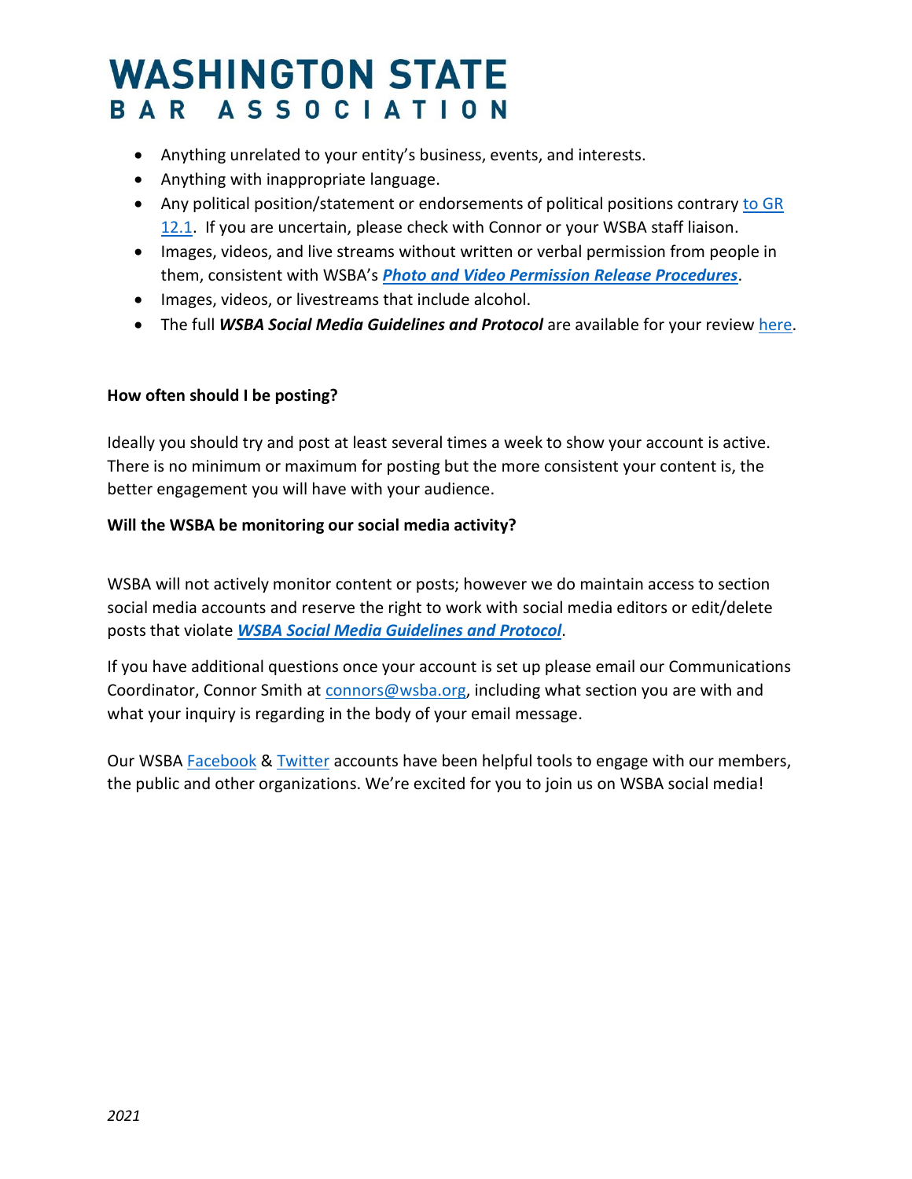- Anything unrelated to your entity's business, events, and interests.
- Anything with inappropriate language.
- Any political position/statement or endorsements of political positions contrary to GR 12.1. If you are uncertain, please check with Connor or your WSBA staff liaison.
- Images, videos, and live streams without written or verbal permission from people in them, consistent with WSBA's ***Photo and Video Permission Release Procedures***.
- Images, videos, or livestreams that include alcohol.
- The full ***WSBA Social Media Guidelines and Protocol*** are available for your review here.

**How often should I be posting?**

Ideally you should try and post at least several times a week to show your account is active. There is no minimum or maximum for posting but the more consistent your content is, the better engagement you will have with your audience.

**Will the WSBA be monitoring our social media activity?**

WSBA will not actively monitor content or posts; however we do maintain access to section social media accounts and reserve the right to work with social media editors or edit/delete posts that violate ***WSBA Social Media Guidelines and Protocol***.

If you have additional questions once your account is set up please email our Communications Coordinator, Connor Smith at connors@wsba.org, including what section you are with and what your inquiry is regarding in the body of your email message.

Our WSBA Facebook & Twitter accounts have been helpful tools to engage with our members, the public and other organizations. We're excited for you to join us on WSBA social media!

*2021*